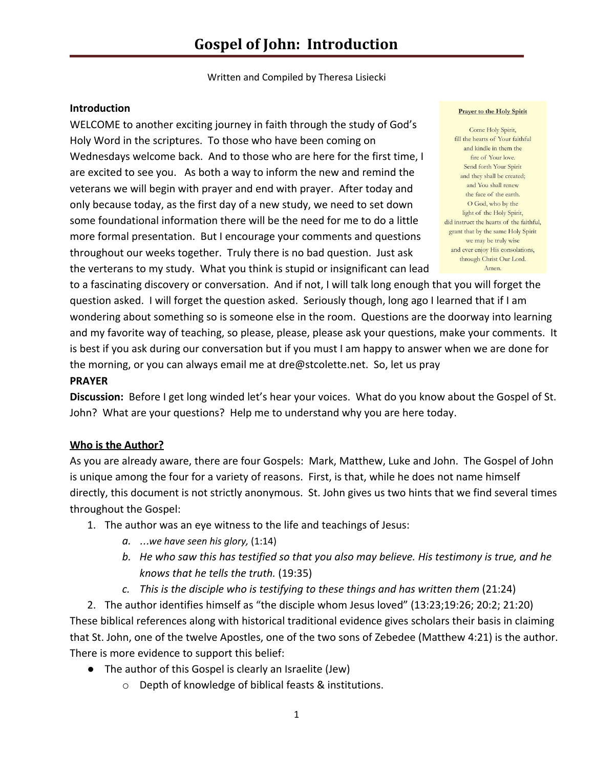# Gospel of John: Introduction

Written and Compiled by Theresa Lisiecki

**Introduction**

WELCOME to another exciting journey in faith through the study of God's Holy Word in the scriptures. To those who have been coming on Wednesdays welcome back. And to those who are here for the first time, I are excited to see you. As both a way to inform the new and remind the veterans we will begin with prayer and end with prayer. After today and only because today, as the first day of a new study, we need to set down some foundational information there will be the need for me to do a little more formal presentation. But I encourage your comments and questions throughout our weeks together. Truly there is no bad question. Just ask the verterans to my study. What you think is stupid or insignificant can lead to a fascinating discovery or conversation. And if not, I will talk long enough that you will forget the question asked. I will forget the question asked. Seriously though, long ago I learned that if I am wondering about something so is someone else in the room. Questions are the doorway into learning and my favorite way of teaching, so please, please, please ask your questions, make your comments. It is best if you ask during our conversation but if you must I am happy to answer when we are done for the morning, or you can always email me at dre@stcolette.net. So, let us pray

> **Prayer to the Holy Spirit**
>
> Come Holy Spirit,
> fill the hearts of Your faithful
> and kindle in them the
> fire of Your love.
> Send forth Your Spirit
> and they shall be created;
> and You shall renew
> the face of the earth.
> O God, who by the
> light of the Holy Spirit,
> did instruct the hearts of the faithful,
> grant that by the same Holy Spirit
> we may be truly wise
> and ever enjoy His consolations,
> through Christ Our Lord.
> Amen.

**PRAYER**

**Discussion:** Before I get long winded let's hear your voices. What do you know about the Gospel of St. John? What are your questions? Help me to understand why you are here today.

**<u>Who is the Author?</u>**

As you are already aware, there are four Gospels: Mark, Matthew, Luke and John. The Gospel of John is unique among the four for a variety of reasons. First, is that, while he does not name himself directly, this document is not strictly anonymous. St. John gives us two hints that we find several times throughout the Gospel:

1. The author was an eye witness to the life and teachings of Jesus:
    a. *...we have seen his glory,* (1:14)
    b. *He who saw this has testified so that you also may believe. His testimony is true, and he knows that he tells the truth.* (19:35)
    c. *This is the disciple who is testifying to these things and has written them* (21:24)
2. The author identifies himself as "the disciple whom Jesus loved" (13:23;19:26; 20:2; 21:20)

These biblical references along with historical traditional evidence gives scholars their basis in claiming that St. John, one of the twelve Apostles, one of the two sons of Zebedee (Matthew 4:21) is the author. There is more evidence to support this belief:

- The author of this Gospel is clearly an Israelite (Jew)
    - Depth of knowledge of biblical feasts & institutions.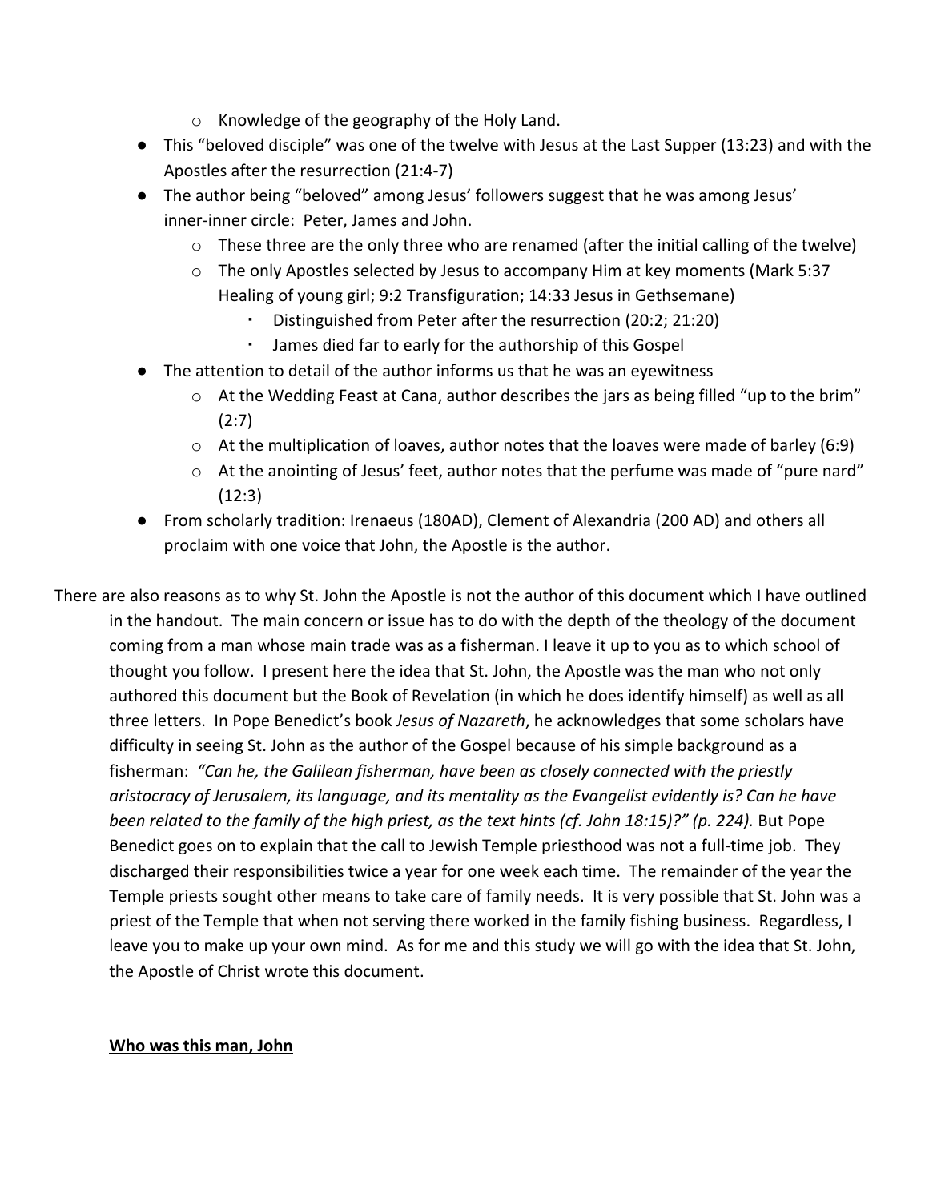- Knowledge of the geography of the Holy Land.
- This "beloved disciple" was one of the twelve with Jesus at the Last Supper (13:23) and with the Apostles after the resurrection (21:4-7)
- The author being "beloved" among Jesus' followers suggest that he was among Jesus' inner-inner circle: Peter, James and John.
    - These three are the only three who are renamed (after the initial calling of the twelve)
    - The only Apostles selected by Jesus to accompany Him at key moments (Mark 5:37 Healing of young girl; 9:2 Transfiguration; 14:33 Jesus in Gethsemane)
        - Distinguished from Peter after the resurrection (20:2; 21:20)
        - James died far to early for the authorship of this Gospel
- The attention to detail of the author informs us that he was an eyewitness
    - At the Wedding Feast at Cana, author describes the jars as being filled "up to the brim" (2:7)
    - At the multiplication of loaves, author notes that the loaves were made of barley (6:9)
    - At the anointing of Jesus' feet, author notes that the perfume was made of "pure nard" (12:3)
- From scholarly tradition: Irenaeus (180AD), Clement of Alexandria (200 AD) and others all proclaim with one voice that John, the Apostle is the author.

There are also reasons as to why St. John the Apostle is not the author of this document which I have outlined in the handout. The main concern or issue has to do with the depth of the theology of the document coming from a man whose main trade was as a fisherman. I leave it up to you as to which school of thought you follow. I present here the idea that St. John, the Apostle was the man who not only authored this document but the Book of Revelation (in which he does identify himself) as well as all three letters. In Pope Benedict's book *Jesus of Nazareth*, he acknowledges that some scholars have difficulty in seeing St. John as the author of the Gospel because of his simple background as a fisherman: *"Can he, the Galilean fisherman, have been as closely connected with the priestly aristocracy of Jerusalem, its language, and its mentality as the Evangelist evidently is? Can he have been related to the family of the high priest, as the text hints (cf. John 18:15)?" (p. 224).* But Pope Benedict goes on to explain that the call to Jewish Temple priesthood was not a full-time job. They discharged their responsibilities twice a year for one week each time. The remainder of the year the Temple priests sought other means to take care of family needs. It is very possible that St. John was a priest of the Temple that when not serving there worked in the family fishing business. Regardless, I leave you to make up your own mind. As for me and this study we will go with the idea that St. John, the Apostle of Christ wrote this document.

**<u>Who was this man, John</u>**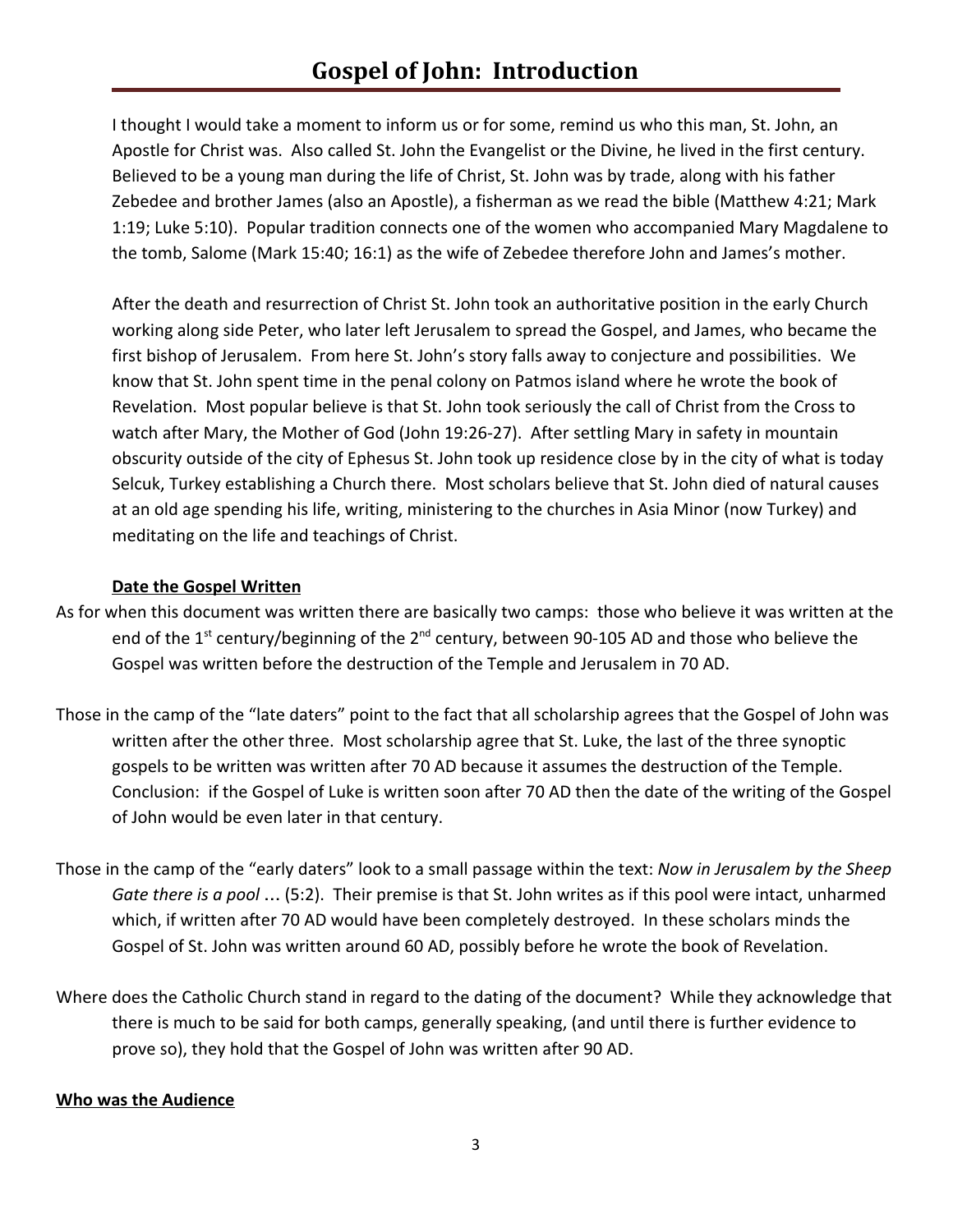# Gospel of John: Introduction

I thought I would take a moment to inform us or for some, remind us who this man, St. John, an Apostle for Christ was. Also called St. John the Evangelist or the Divine, he lived in the first century. Believed to be a young man during the life of Christ, St. John was by trade, along with his father Zebedee and brother James (also an Apostle), a fisherman as we read the bible (Matthew 4:21; Mark 1:19; Luke 5:10). Popular tradition connects one of the women who accompanied Mary Magdalene to the tomb, Salome (Mark 15:40; 16:1) as the wife of Zebedee therefore John and James's mother.

After the death and resurrection of Christ St. John took an authoritative position in the early Church working along side Peter, who later left Jerusalem to spread the Gospel, and James, who became the first bishop of Jerusalem. From here St. John's story falls away to conjecture and possibilities. We know that St. John spent time in the penal colony on Patmos island where he wrote the book of Revelation. Most popular believe is that St. John took seriously the call of Christ from the Cross to watch after Mary, the Mother of God (John 19:26-27). After settling Mary in safety in mountain obscurity outside of the city of Ephesus St. John took up residence close by in the city of what is today Selcuk, Turkey establishing a Church there. Most scholars believe that St. John died of natural causes at an old age spending his life, writing, ministering to the churches in Asia Minor (now Turkey) and meditating on the life and teachings of Christ.

**<u>Date the Gospel Written</u>**

As for when this document was written there are basically two camps: those who believe it was written at the end of the 1st century/beginning of the 2nd century, between 90-105 AD and those who believe the Gospel was written before the destruction of the Temple and Jerusalem in 70 AD.

Those in the camp of the "late daters" point to the fact that all scholarship agrees that the Gospel of John was written after the other three. Most scholarship agree that St. Luke, the last of the three synoptic gospels to be written was written after 70 AD because it assumes the destruction of the Temple. Conclusion: if the Gospel of Luke is written soon after 70 AD then the date of the writing of the Gospel of John would be even later in that century.

Those in the camp of the "early daters" look to a small passage within the text: *Now in Jerusalem by the Sheep Gate there is a pool* … (5:2). Their premise is that St. John writes as if this pool were intact, unharmed which, if written after 70 AD would have been completely destroyed. In these scholars minds the Gospel of St. John was written around 60 AD, possibly before he wrote the book of Revelation.

Where does the Catholic Church stand in regard to the dating of the document? While they acknowledge that there is much to be said for both camps, generally speaking, (and until there is further evidence to prove so), they hold that the Gospel of John was written after 90 AD.

**<u>Who was the Audience</u>**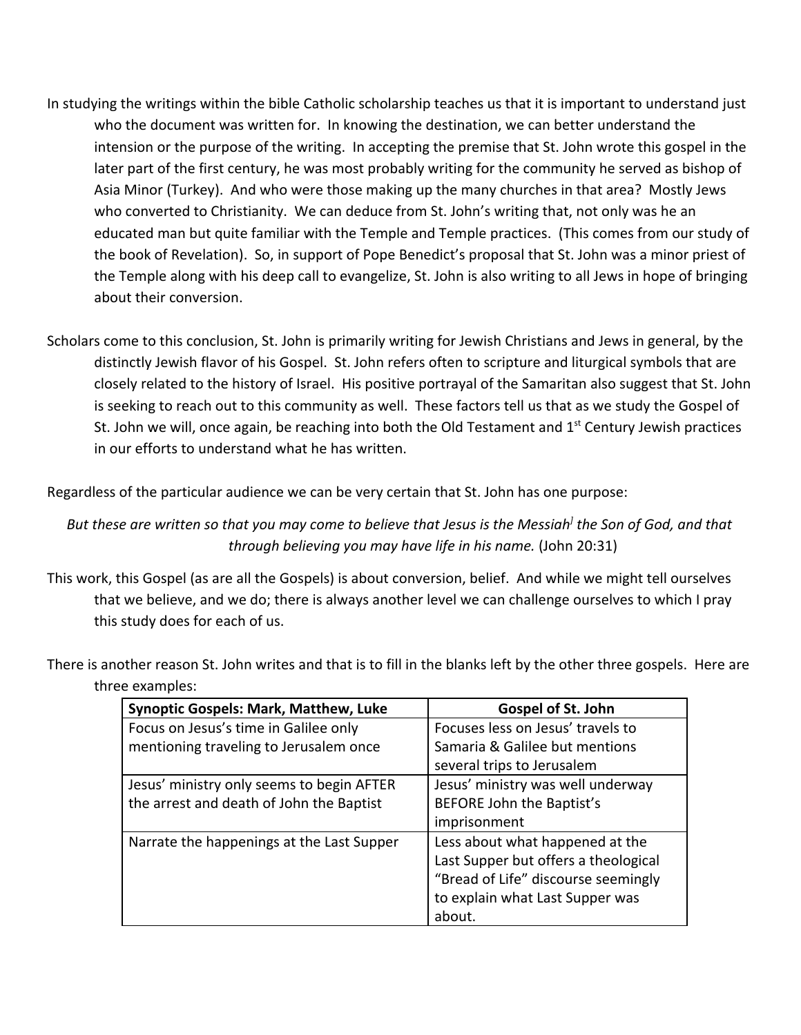In studying the writings within the bible Catholic scholarship teaches us that it is important to understand just who the document was written for. In knowing the destination, we can better understand the intension or the purpose of the writing. In accepting the premise that St. John wrote this gospel in the later part of the first century, he was most probably writing for the community he served as bishop of Asia Minor (Turkey). And who were those making up the many churches in that area? Mostly Jews who converted to Christianity. We can deduce from St. John's writing that, not only was he an educated man but quite familiar with the Temple and Temple practices. (This comes from our study of the book of Revelation). So, in support of Pope Benedict's proposal that St. John was a minor priest of the Temple along with his deep call to evangelize, St. John is also writing to all Jews in hope of bringing about their conversion.

Scholars come to this conclusion, St. John is primarily writing for Jewish Christians and Jews in general, by the distinctly Jewish flavor of his Gospel. St. John refers often to scripture and liturgical symbols that are closely related to the history of Israel. His positive portrayal of the Samaritan also suggest that St. John is seeking to reach out to this community as well. These factors tell us that as we study the Gospel of St. John we will, once again, be reaching into both the Old Testament and 1st Century Jewish practices in our efforts to understand what he has written.

Regardless of the particular audience we can be very certain that St. John has one purpose:

*But these are written so that you may come to believe that Jesus is the Messiah[l] the Son of God, and that through believing you may have life in his name.* (John 20:31)

This work, this Gospel (as are all the Gospels) is about conversion, belief. And while we might tell ourselves that we believe, and we do; there is always another level we can challenge ourselves to which I pray this study does for each of us.

There is another reason St. John writes and that is to fill in the blanks left by the other three gospels. Here are three examples:

| Synoptic Gospels: Mark, Matthew, Luke | Gospel of St. John |
|---|---|
| Focus on Jesus's time in Galilee only mentioning traveling to Jerusalem once | Focuses less on Jesus' travels to Samaria & Galilee but mentions several trips to Jerusalem |
| Jesus' ministry only seems to begin AFTER the arrest and death of John the Baptist | Jesus' ministry was well underway BEFORE John the Baptist's imprisonment |
| Narrate the happenings at the Last Supper | Less about what happened at the Last Supper but offers a theological "Bread of Life" discourse seemingly to explain what Last Supper was about. |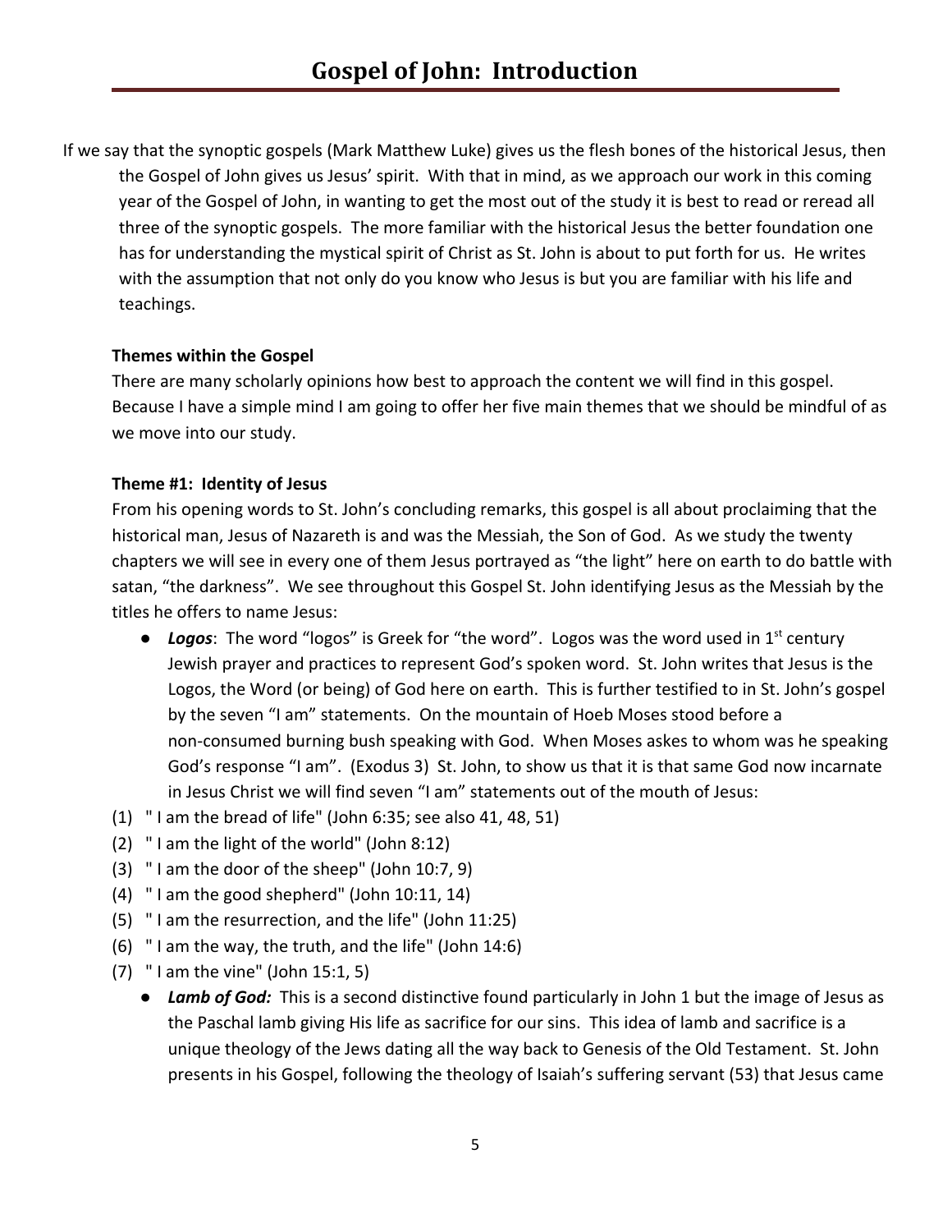# Gospel of John: Introduction

If we say that the synoptic gospels (Mark Matthew Luke) gives us the flesh bones of the historical Jesus, then the Gospel of John gives us Jesus' spirit. With that in mind, as we approach our work in this coming year of the Gospel of John, in wanting to get the most out of the study it is best to read or reread all three of the synoptic gospels. The more familiar with the historical Jesus the better foundation one has for understanding the mystical spirit of Christ as St. John is about to put forth for us. He writes with the assumption that not only do you know who Jesus is but you are familiar with his life and teachings.

**Themes within the Gospel**

There are many scholarly opinions how best to approach the content we will find in this gospel. Because I have a simple mind I am going to offer her five main themes that we should be mindful of as we move into our study.

**Theme #1: Identity of Jesus**

From his opening words to St. John's concluding remarks, this gospel is all about proclaiming that the historical man, Jesus of Nazareth is and was the Messiah, the Son of God. As we study the twenty chapters we will see in every one of them Jesus portrayed as "the light" here on earth to do battle with satan, "the darkness". We see throughout this Gospel St. John identifying Jesus as the Messiah by the titles he offers to name Jesus:

- ***Logos***: The word "logos" is Greek for "the word". Logos was the word used in 1st century Jewish prayer and practices to represent God's spoken word. St. John writes that Jesus is the Logos, the Word (or being) of God here on earth. This is further testified to in St. John's gospel by the seven "I am" statements. On the mountain of Hoeb Moses stood before a non-consumed burning bush speaking with God. When Moses askes to whom was he speaking God's response "I am". (Exodus 3) St. John, to show us that it is that same God now incarnate in Jesus Christ we will find seven "I am" statements out of the mouth of Jesus:

(1) " I am the bread of life" (John 6:35; see also 41, 48, 51)
(2) " I am the light of the world" (John 8:12)
(3) " I am the door of the sheep" (John 10:7, 9)
(4) " I am the good shepherd" (John 10:11, 14)
(5) " I am the resurrection, and the life" (John 11:25)
(6) " I am the way, the truth, and the life" (John 14:6)
(7) " I am the vine" (John 15:1, 5)

- ***Lamb of God:*** This is a second distinctive found particularly in John 1 but the image of Jesus as the Paschal lamb giving His life as sacrifice for our sins. This idea of lamb and sacrifice is a unique theology of the Jews dating all the way back to Genesis of the Old Testament. St. John presents in his Gospel, following the theology of Isaiah's suffering servant (53) that Jesus came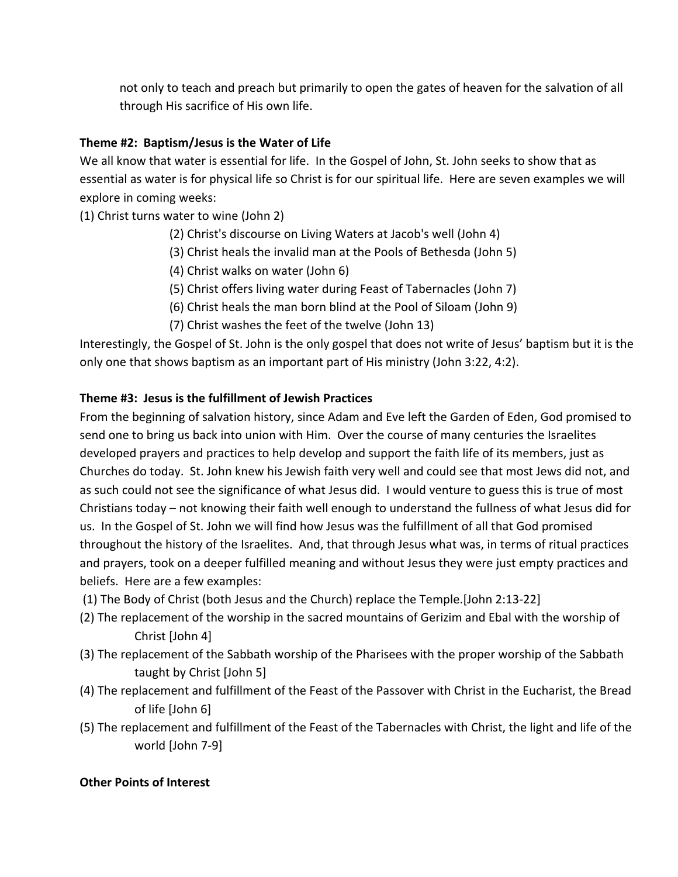not only to teach and preach but primarily to open the gates of heaven for the salvation of all through His sacrifice of His own life.

**Theme #2: Baptism/Jesus is the Water of Life**

We all know that water is essential for life. In the Gospel of John, St. John seeks to show that as essential as water is for physical life so Christ is for our spiritual life. Here are seven examples we will explore in coming weeks:

(1) Christ turns water to wine (John 2)
(2) Christ's discourse on Living Waters at Jacob's well (John 4)
(3) Christ heals the invalid man at the Pools of Bethesda (John 5)
(4) Christ walks on water (John 6)
(5) Christ offers living water during Feast of Tabernacles (John 7)
(6) Christ heals the man born blind at the Pool of Siloam (John 9)
(7) Christ washes the feet of the twelve (John 13)

Interestingly, the Gospel of St. John is the only gospel that does not write of Jesus' baptism but it is the only one that shows baptism as an important part of His ministry (John 3:22, 4:2).

**Theme #3: Jesus is the fulfillment of Jewish Practices**

From the beginning of salvation history, since Adam and Eve left the Garden of Eden, God promised to send one to bring us back into union with Him. Over the course of many centuries the Israelites developed prayers and practices to help develop and support the faith life of its members, just as Churches do today. St. John knew his Jewish faith very well and could see that most Jews did not, and as such could not see the significance of what Jesus did. I would venture to guess this is true of most Christians today – not knowing their faith well enough to understand the fullness of what Jesus did for us. In the Gospel of St. John we will find how Jesus was the fulfillment of all that God promised throughout the history of the Israelites. And, that through Jesus what was, in terms of ritual practices and prayers, took on a deeper fulfilled meaning and without Jesus they were just empty practices and beliefs. Here are a few examples:

(1) The Body of Christ (both Jesus and the Church) replace the Temple.[John 2:13-22]
(2) The replacement of the worship in the sacred mountains of Gerizim and Ebal with the worship of Christ [John 4]
(3) The replacement of the Sabbath worship of the Pharisees with the proper worship of the Sabbath taught by Christ [John 5]
(4) The replacement and fulfillment of the Feast of the Passover with Christ in the Eucharist, the Bread of life [John 6]
(5) The replacement and fulfillment of the Feast of the Tabernacles with Christ, the light and life of the world [John 7-9]

**Other Points of Interest**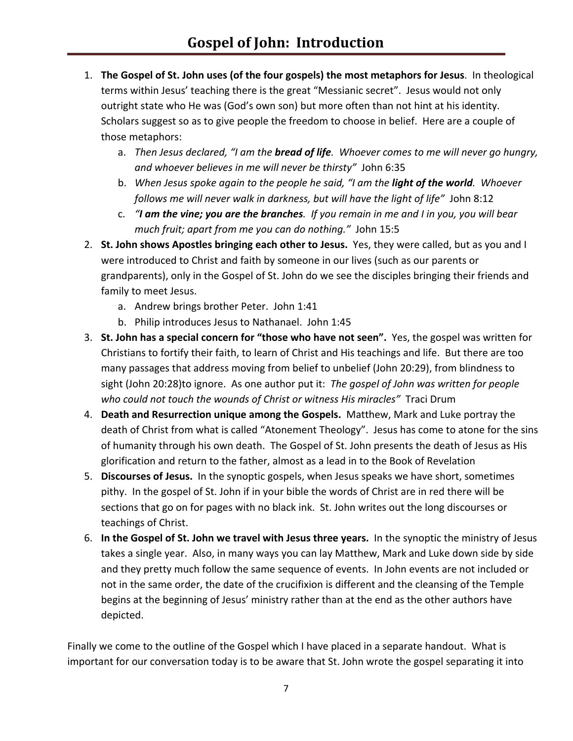# Gospel of John: Introduction

1. **The Gospel of St. John uses (of the four gospels) the most metaphors for Jesus**. In theological terms within Jesus' teaching there is the great "Messianic secret". Jesus would not only outright state who He was (God's own son) but more often than not hint at his identity. Scholars suggest so as to give people the freedom to choose in belief. Here are a couple of those metaphors:
   a. *Then Jesus declared, "I am the **bread of life**. Whoever comes to me will never go hungry, and whoever believes in me will never be thirsty"* John 6:35
   b. *When Jesus spoke again to the people he said, "I am the **light of the world**. Whoever follows me will never walk in darkness, but will have the light of life"* John 8:12
   c. ***"I am the vine; you are the branches**. If you remain in me and I in you, you will bear much fruit; apart from me you can do nothing."* John 15:5
2. **St. John shows Apostles bringing each other to Jesus.** Yes, they were called, but as you and I were introduced to Christ and faith by someone in our lives (such as our parents or grandparents), only in the Gospel of St. John do we see the disciples bringing their friends and family to meet Jesus.
   a. Andrew brings brother Peter. John 1:41
   b. Philip introduces Jesus to Nathanael. John 1:45
3. **St. John has a special concern for "those who have not seen".** Yes, the gospel was written for Christians to fortify their faith, to learn of Christ and His teachings and life. But there are too many passages that address moving from belief to unbelief (John 20:29), from blindness to sight (John 20:28)to ignore. As one author put it: *The gospel of John was written for people who could not touch the wounds of Christ or witness His miracles"* Traci Drum
4. **Death and Resurrection unique among the Gospels.** Matthew, Mark and Luke portray the death of Christ from what is called "Atonement Theology". Jesus has come to atone for the sins of humanity through his own death. The Gospel of St. John presents the death of Jesus as His glorification and return to the father, almost as a lead in to the Book of Revelation
5. **Discourses of Jesus.** In the synoptic gospels, when Jesus speaks we have short, sometimes pithy. In the gospel of St. John if in your bible the words of Christ are in red there will be sections that go on for pages with no black ink. St. John writes out the long discourses or teachings of Christ.
6. **In the Gospel of St. John we travel with Jesus three years.** In the synoptic the ministry of Jesus takes a single year. Also, in many ways you can lay Matthew, Mark and Luke down side by side and they pretty much follow the same sequence of events. In John events are not included or not in the same order, the date of the crucifixion is different and the cleansing of the Temple begins at the beginning of Jesus' ministry rather than at the end as the other authors have depicted.

Finally we come to the outline of the Gospel which I have placed in a separate handout. What is important for our conversation today is to be aware that St. John wrote the gospel separating it into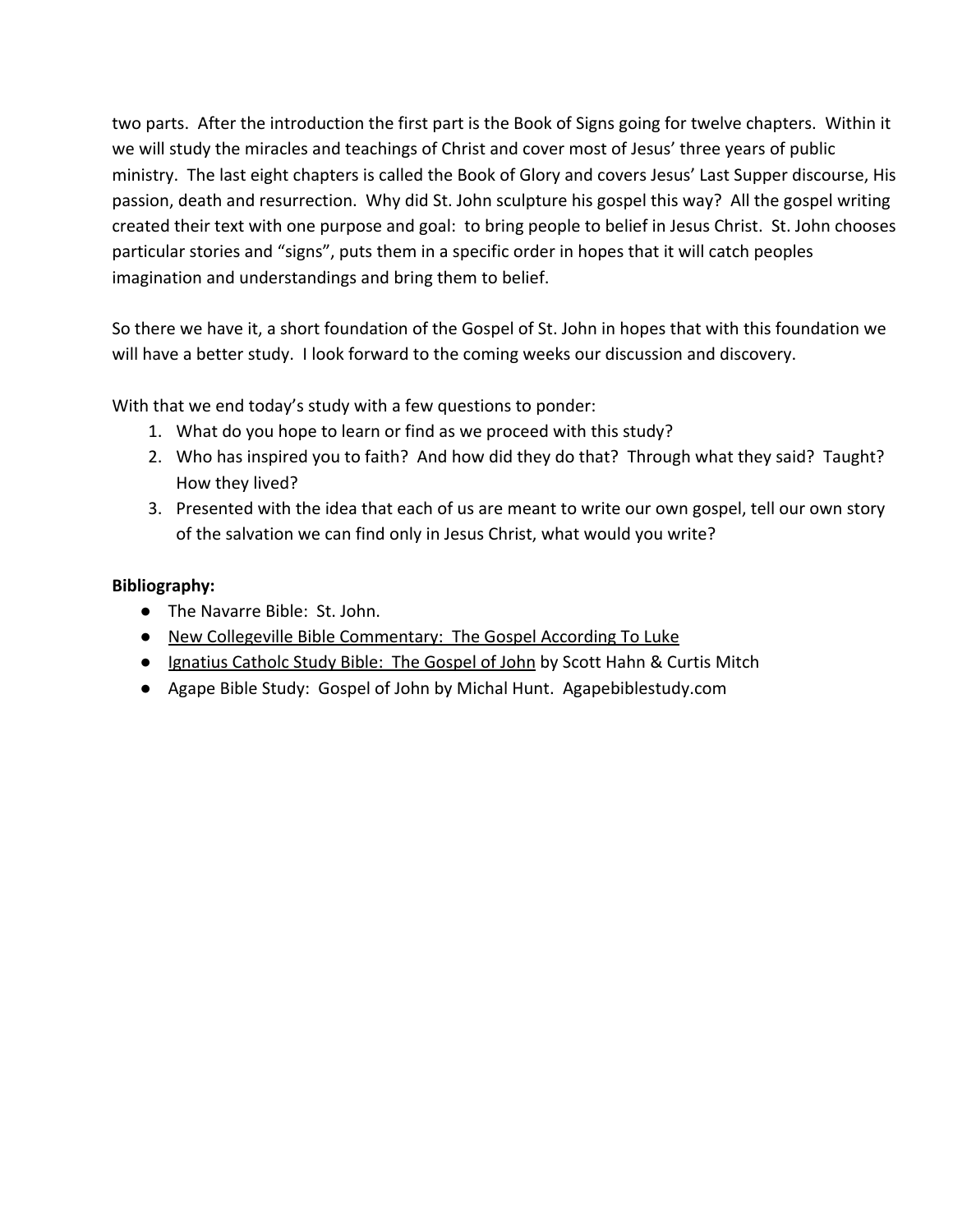two parts. After the introduction the first part is the Book of Signs going for twelve chapters. Within it we will study the miracles and teachings of Christ and cover most of Jesus' three years of public ministry. The last eight chapters is called the Book of Glory and covers Jesus' Last Supper discourse, His passion, death and resurrection. Why did St. John sculpture his gospel this way? All the gospel writing created their text with one purpose and goal: to bring people to belief in Jesus Christ. St. John chooses particular stories and "signs", puts them in a specific order in hopes that it will catch peoples imagination and understandings and bring them to belief.

So there we have it, a short foundation of the Gospel of St. John in hopes that with this foundation we will have a better study. I look forward to the coming weeks our discussion and discovery.

With that we end today's study with a few questions to ponder:

1. What do you hope to learn or find as we proceed with this study?
2. Who has inspired you to faith? And how did they do that? Through what they said? Taught? How they lived?
3. Presented with the idea that each of us are meant to write our own gospel, tell our own story of the salvation we can find only in Jesus Christ, what would you write?

**Bibliography:**

- The Navarre Bible: St. John.
- <u>New Collegeville Bible Commentary: The Gospel According To Luke</u>
- <u>Ignatius Catholc Study Bible: The Gospel of John</u> by Scott Hahn & Curtis Mitch
- Agape Bible Study: Gospel of John by Michal Hunt. Agapebiblestudy.com